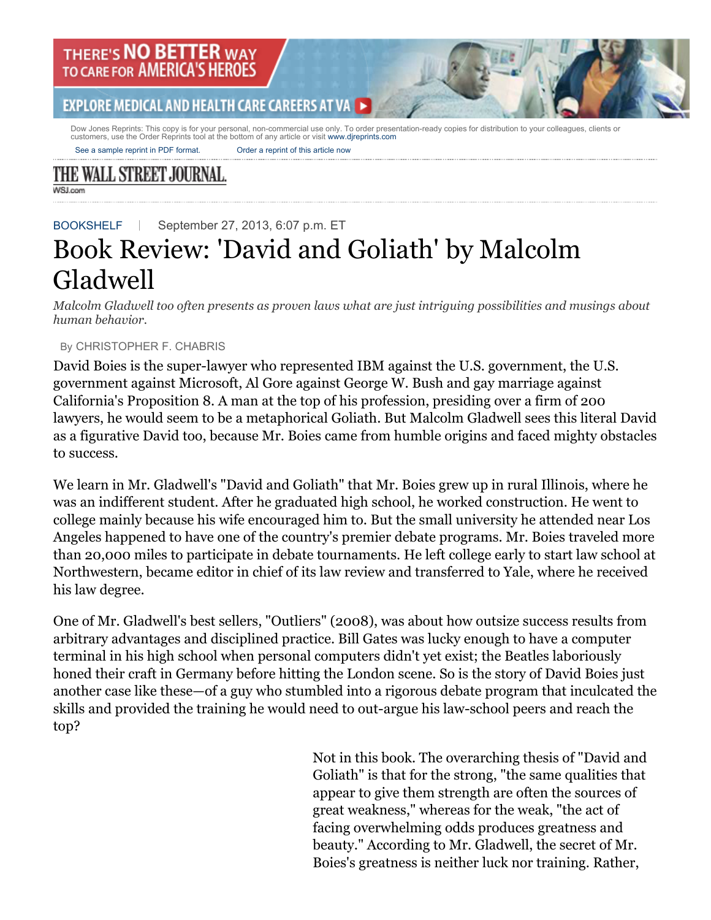Dow Jones Reprints: This copy is for your personal, non-commercial use only. To order presentation-ready copies for distribution to your colleagues, clients or customers, use the Order Reprints tool at the bottom of any article or visit www.djreprints.com

See a sample reprint in PDF format. Order a reprint of this article now

THE WALL STREET JOURNAL.

WSJ.com

BOOKSHELF | September 27, 2013, 6:07 p.m. ET

# Book Review: 'David and Goliath' by Malcolm Gladwell

*Malcolm Gladwell too often presents as proven laws what are just intriguing possibilities and musings about human behavior.*

By CHRISTOPHER F. CHABRIS

David Boies is the super-lawyer who represented IBM against the U.S. government, the U.S. government against Microsoft, Al Gore against George W. Bush and gay marriage against California's Proposition 8. A man at the top of his profession, presiding over a firm of 200 lawyers, he would seem to be a metaphorical Goliath. But Malcolm Gladwell sees this literal David as a figurative David too, because Mr. Boies came from humble origins and faced mighty obstacles to success.

We learn in Mr. Gladwell's "David and Goliath" that Mr. Boies grew up in rural Illinois, where he was an indifferent student. After he graduated high school, he worked construction. He went to college mainly because his wife encouraged him to. But the small university he attended near Los Angeles happened to have one of the country's premier debate programs. Mr. Boies traveled more than 20,000 miles to participate in debate tournaments. He left college early to start law school at Northwestern, became editor in chief of its law review and transferred to Yale, where he received his law degree.

One of Mr. Gladwell's best sellers, "Outliers" (2008), was about how outsize success results from arbitrary advantages and disciplined practice. Bill Gates was lucky enough to have a computer terminal in his high school when personal computers didn't yet exist; the Beatles laboriously honed their craft in Germany before hitting the London scene. So is the story of David Boies just another case like these—of a guy who stumbled into a rigorous debate program that inculcated the skills and provided the training he would need to out-argue his law-school peers and reach the top?

Not in this book. The overarching thesis of "David and Goliath" is that for the strong, "the same qualities that appear to give them strength are often the sources of great weakness," whereas for the weak, "the act of facing overwhelming odds produces greatness and beauty." According to Mr. Gladwell, the secret of Mr. Boies's greatness is neither luck nor training. Rather,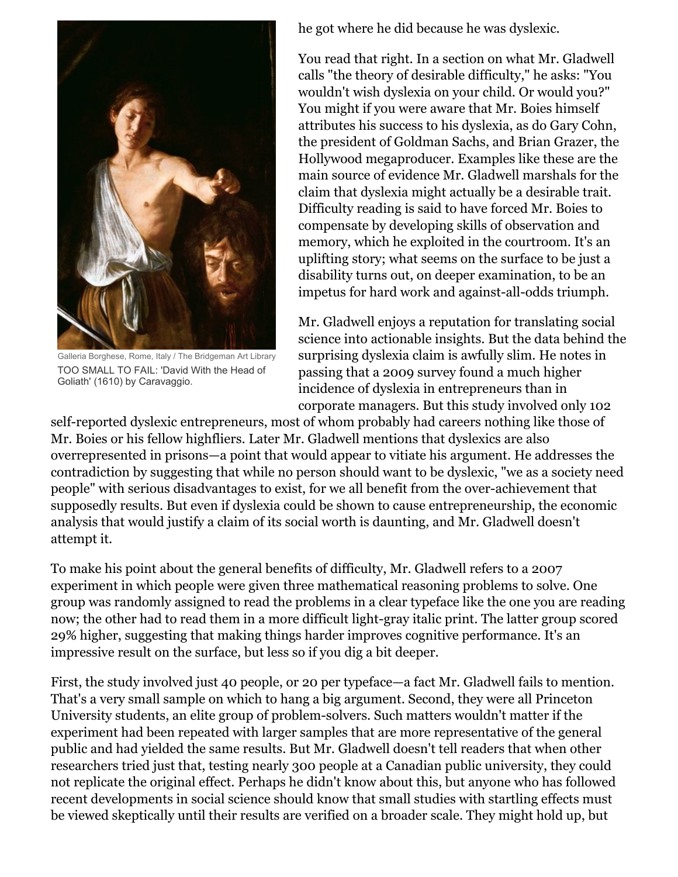he got where he did because he was dyslexic.

You read that right. In a section on what Mr. Gladwell calls "the theory of desirable difficulty," he asks: "You wouldn't wish dyslexia on your child. Or would you?" You might if you were aware that Mr. Boies himself attributes his success to his dyslexia, as do Gary Cohn, the president of Goldman Sachs, and Brian Grazer, the Hollywood megaproducer. Examples like these are the main source of evidence Mr. Gladwell marshals for the claim that dyslexia might actually be a desirable trait. Difficulty reading is said to have forced Mr. Boies to compensate by developing skills of observation and memory, which he exploited in the courtroom. It's an uplifting story; what seems on the surface to be just a disability turns out, on deeper examination, to be an impetus for hard work and against-all-odds triumph.

Galleria Borghese, Rome, Italy / The Bridgeman Art Library

TOO SMALL TO FAIL: 'David With the Head of Goliath' (1610) by Caravaggio.

Mr. Gladwell enjoys a reputation for translating social science into actionable insights. But the data behind the surprising dyslexia claim is awfully slim. He notes in passing that a 2009 survey found a much higher incidence of dyslexia in entrepreneurs than in corporate managers. But this study involved only 102 self-reported dyslexic entrepreneurs, most of whom probably had careers nothing like those of Mr. Boies or his fellow highfliers. Later Mr. Gladwell mentions that dyslexics are also overrepresented in prisons—a point that would appear to vitiate his argument. He addresses the contradiction by suggesting that while no person should want to be dyslexic, "we as a society need people" with serious disadvantages to exist, for we all benefit from the over-achievement that supposedly results. But even if dyslexia could be shown to cause entrepreneurship, the economic analysis that would justify a claim of its social worth is daunting, and Mr. Gladwell doesn't attempt it.

To make his point about the general benefits of difficulty, Mr. Gladwell refers to a 2007 experiment in which people were given three mathematical reasoning problems to solve. One group was randomly assigned to read the problems in a clear typeface like the one you are reading now; the other had to read them in a more difficult light-gray italic print. The latter group scored 29% higher, suggesting that making things harder improves cognitive performance. It's an impressive result on the surface, but less so if you dig a bit deeper.

First, the study involved just 40 people, or 20 per typeface—a fact Mr. Gladwell fails to mention. That's a very small sample on which to hang a big argument. Second, they were all Princeton University students, an elite group of problem-solvers. Such matters wouldn't matter if the experiment had been repeated with larger samples that are more representative of the general public and had yielded the same results. But Mr. Gladwell doesn't tell readers that when other researchers tried just that, testing nearly 300 people at a Canadian public university, they could not replicate the original effect. Perhaps he didn't know about this, but anyone who has followed recent developments in social science should know that small studies with startling effects must be viewed skeptically until their results are verified on a broader scale. They might hold up, but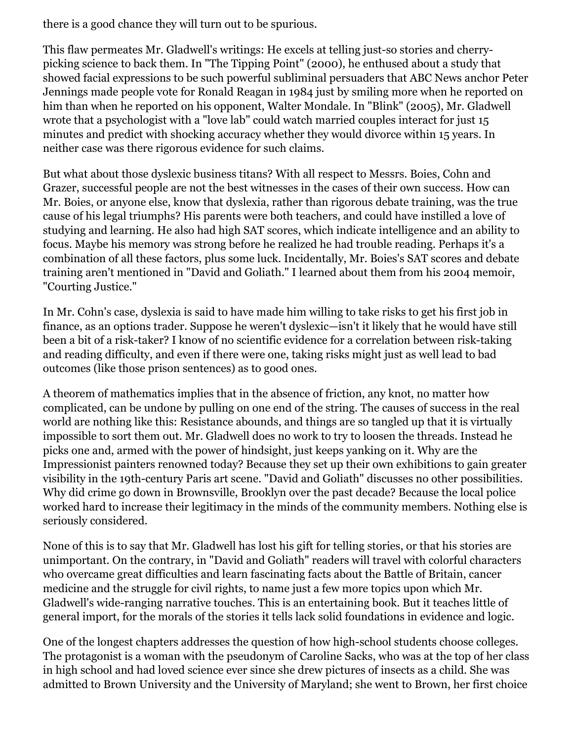there is a good chance they will turn out to be spurious.

This flaw permeates Mr. Gladwell's writings: He excels at telling just-so stories and cherry-picking science to back them. In "The Tipping Point" (2000), he enthused about a study that showed facial expressions to be such powerful subliminal persuaders that ABC News anchor Peter Jennings made people vote for Ronald Reagan in 1984 just by smiling more when he reported on him than when he reported on his opponent, Walter Mondale. In "Blink" (2005), Mr. Gladwell wrote that a psychologist with a "love lab" could watch married couples interact for just 15 minutes and predict with shocking accuracy whether they would divorce within 15 years. In neither case was there rigorous evidence for such claims.

But what about those dyslexic business titans? With all respect to Messrs. Boies, Cohn and Grazer, successful people are not the best witnesses in the cases of their own success. How can Mr. Boies, or anyone else, know that dyslexia, rather than rigorous debate training, was the true cause of his legal triumphs? His parents were both teachers, and could have instilled a love of studying and learning. He also had high SAT scores, which indicate intelligence and an ability to focus. Maybe his memory was strong before he realized he had trouble reading. Perhaps it's a combination of all these factors, plus some luck. Incidentally, Mr. Boies's SAT scores and debate training aren't mentioned in "David and Goliath." I learned about them from his 2004 memoir, "Courting Justice."

In Mr. Cohn's case, dyslexia is said to have made him willing to take risks to get his first job in finance, as an options trader. Suppose he weren't dyslexic—isn't it likely that he would have still been a bit of a risk-taker? I know of no scientific evidence for a correlation between risk-taking and reading difficulty, and even if there were one, taking risks might just as well lead to bad outcomes (like those prison sentences) as to good ones.

A theorem of mathematics implies that in the absence of friction, any knot, no matter how complicated, can be undone by pulling on one end of the string. The causes of success in the real world are nothing like this: Resistance abounds, and things are so tangled up that it is virtually impossible to sort them out. Mr. Gladwell does no work to try to loosen the threads. Instead he picks one and, armed with the power of hindsight, just keeps yanking on it. Why are the Impressionist painters renowned today? Because they set up their own exhibitions to gain greater visibility in the 19th-century Paris art scene. "David and Goliath" discusses no other possibilities. Why did crime go down in Brownsville, Brooklyn over the past decade? Because the local police worked hard to increase their legitimacy in the minds of the community members. Nothing else is seriously considered.

None of this is to say that Mr. Gladwell has lost his gift for telling stories, or that his stories are unimportant. On the contrary, in "David and Goliath" readers will travel with colorful characters who overcame great difficulties and learn fascinating facts about the Battle of Britain, cancer medicine and the struggle for civil rights, to name just a few more topics upon which Mr. Gladwell's wide-ranging narrative touches. This is an entertaining book. But it teaches little of general import, for the morals of the stories it tells lack solid foundations in evidence and logic.

One of the longest chapters addresses the question of how high-school students choose colleges. The protagonist is a woman with the pseudonym of Caroline Sacks, who was at the top of her class in high school and had loved science ever since she drew pictures of insects as a child. She was admitted to Brown University and the University of Maryland; she went to Brown, her first choice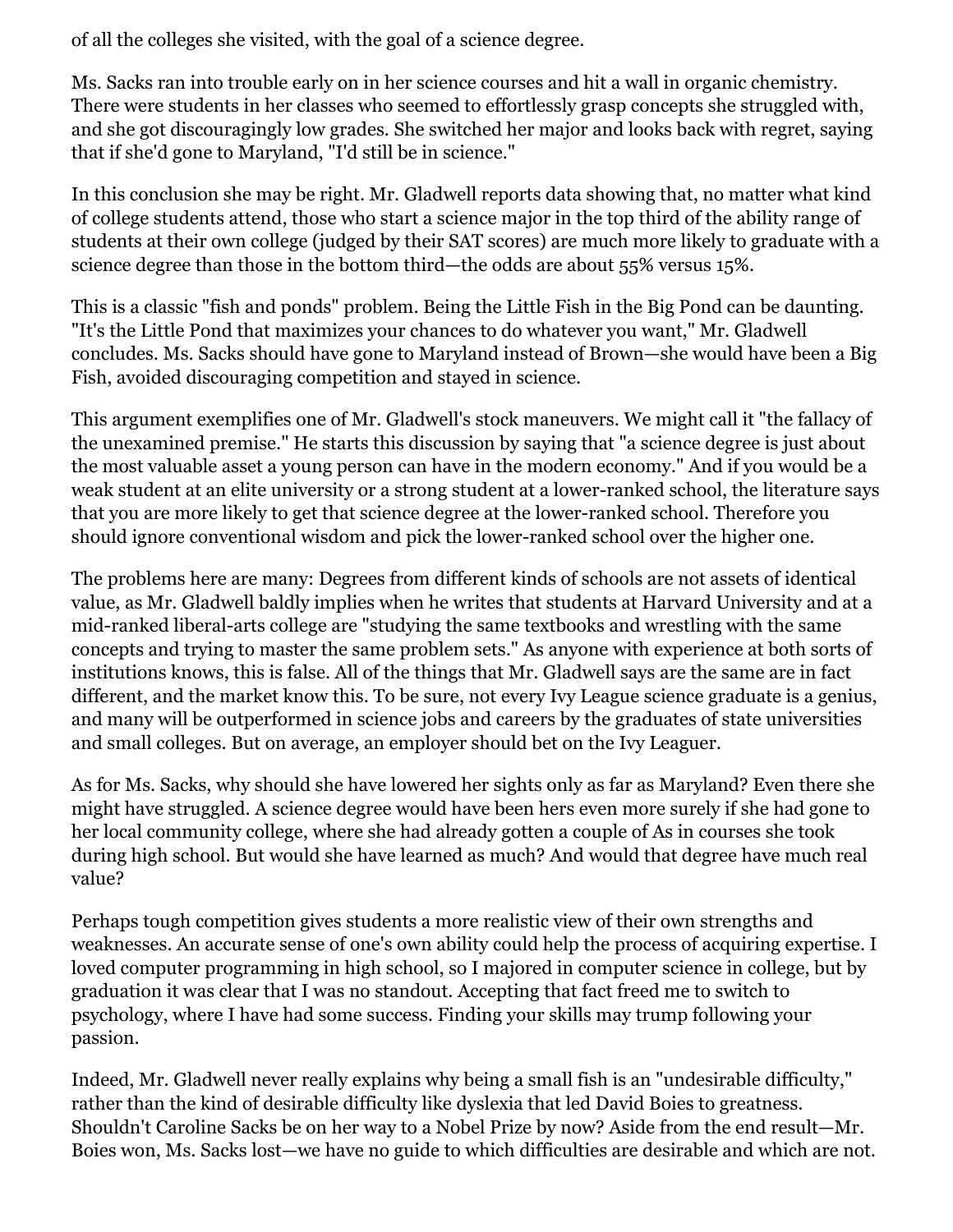of all the colleges she visited, with the goal of a science degree.

Ms. Sacks ran into trouble early on in her science courses and hit a wall in organic chemistry. There were students in her classes who seemed to effortlessly grasp concepts she struggled with, and she got discouragingly low grades. She switched her major and looks back with regret, saying that if she'd gone to Maryland, "I'd still be in science."

In this conclusion she may be right. Mr. Gladwell reports data showing that, no matter what kind of college students attend, those who start a science major in the top third of the ability range of students at their own college (judged by their SAT scores) are much more likely to graduate with a science degree than those in the bottom third—the odds are about 55% versus 15%.

This is a classic "fish and ponds" problem. Being the Little Fish in the Big Pond can be daunting. "It's the Little Pond that maximizes your chances to do whatever you want," Mr. Gladwell concludes. Ms. Sacks should have gone to Maryland instead of Brown—she would have been a Big Fish, avoided discouraging competition and stayed in science.

This argument exemplifies one of Mr. Gladwell's stock maneuvers. We might call it "the fallacy of the unexamined premise." He starts this discussion by saying that "a science degree is just about the most valuable asset a young person can have in the modern economy." And if you would be a weak student at an elite university or a strong student at a lower-ranked school, the literature says that you are more likely to get that science degree at the lower-ranked school. Therefore you should ignore conventional wisdom and pick the lower-ranked school over the higher one.

The problems here are many: Degrees from different kinds of schools are not assets of identical value, as Mr. Gladwell baldly implies when he writes that students at Harvard University and at a mid-ranked liberal-arts college are "studying the same textbooks and wrestling with the same concepts and trying to master the same problem sets." As anyone with experience at both sorts of institutions knows, this is false. All of the things that Mr. Gladwell says are the same are in fact different, and the market know this. To be sure, not every Ivy League science graduate is a genius, and many will be outperformed in science jobs and careers by the graduates of state universities and small colleges. But on average, an employer should bet on the Ivy Leaguer.

As for Ms. Sacks, why should she have lowered her sights only as far as Maryland? Even there she might have struggled. A science degree would have been hers even more surely if she had gone to her local community college, where she had already gotten a couple of As in courses she took during high school. But would she have learned as much? And would that degree have much real value?

Perhaps tough competition gives students a more realistic view of their own strengths and weaknesses. An accurate sense of one's own ability could help the process of acquiring expertise. I loved computer programming in high school, so I majored in computer science in college, but by graduation it was clear that I was no standout. Accepting that fact freed me to switch to psychology, where I have had some success. Finding your skills may trump following your passion.

Indeed, Mr. Gladwell never really explains why being a small fish is an "undesirable difficulty," rather than the kind of desirable difficulty like dyslexia that led David Boies to greatness. Shouldn't Caroline Sacks be on her way to a Nobel Prize by now? Aside from the end result—Mr. Boies won, Ms. Sacks lost—we have no guide to which difficulties are desirable and which are not.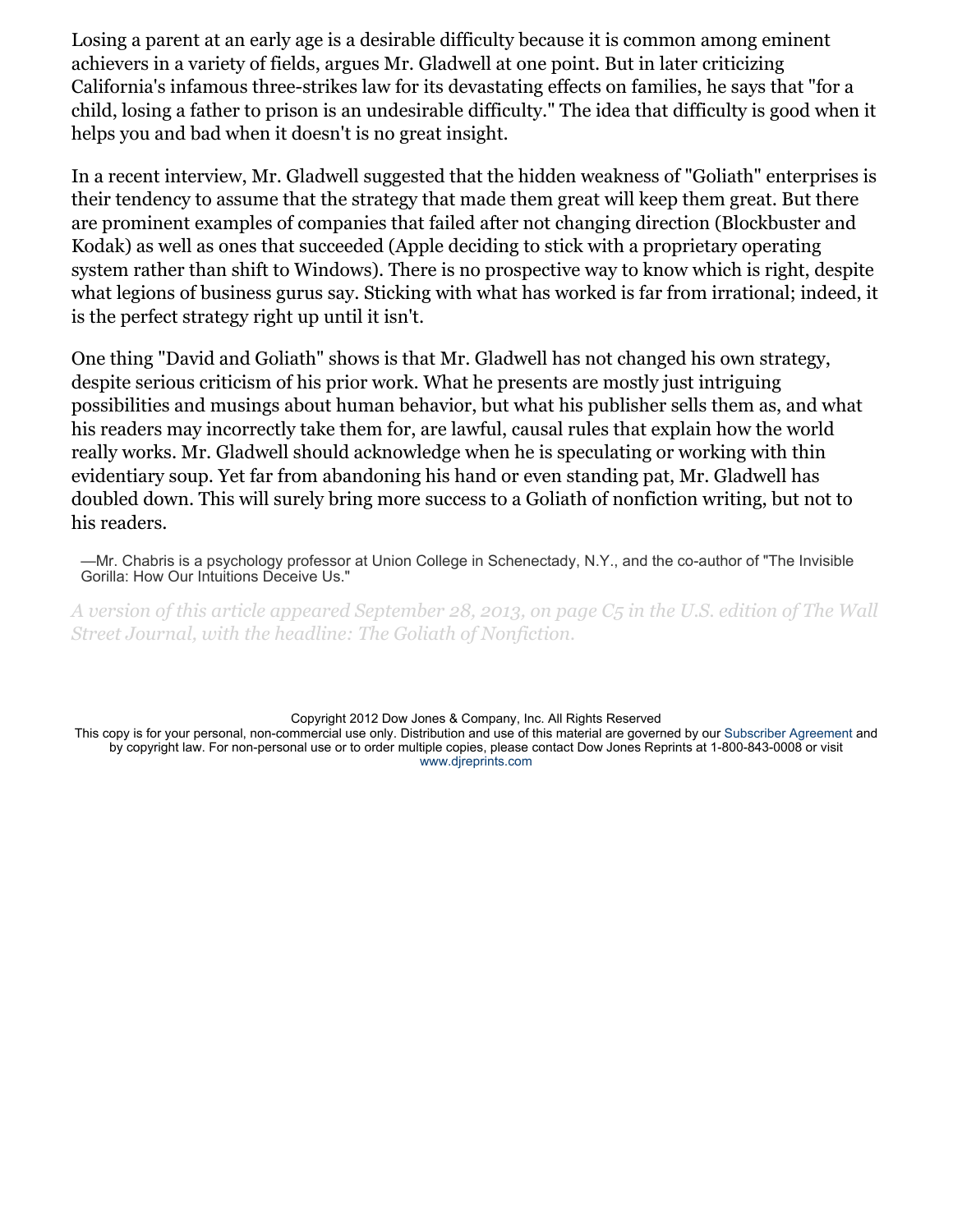Losing a parent at an early age is a desirable difficulty because it is common among eminent achievers in a variety of fields, argues Mr. Gladwell at one point. But in later criticizing California's infamous three-strikes law for its devastating effects on families, he says that "for a child, losing a father to prison is an undesirable difficulty." The idea that difficulty is good when it helps you and bad when it doesn't is no great insight.

In a recent interview, Mr. Gladwell suggested that the hidden weakness of "Goliath" enterprises is their tendency to assume that the strategy that made them great will keep them great. But there are prominent examples of companies that failed after not changing direction (Blockbuster and Kodak) as well as ones that succeeded (Apple deciding to stick with a proprietary operating system rather than shift to Windows). There is no prospective way to know which is right, despite what legions of business gurus say. Sticking with what has worked is far from irrational; indeed, it is the perfect strategy right up until it isn't.

One thing "David and Goliath" shows is that Mr. Gladwell has not changed his own strategy, despite serious criticism of his prior work. What he presents are mostly just intriguing possibilities and musings about human behavior, but what his publisher sells them as, and what his readers may incorrectly take them for, are lawful, causal rules that explain how the world really works. Mr. Gladwell should acknowledge when he is speculating or working with thin evidentiary soup. Yet far from abandoning his hand or even standing pat, Mr. Gladwell has doubled down. This will surely bring more success to a Goliath of nonfiction writing, but not to his readers.

—Mr. Chabris is a psychology professor at Union College in Schenectady, N.Y., and the co-author of "The Invisible Gorilla: How Our Intuitions Deceive Us."

*A version of this article appeared September 28, 2013, on page C5 in the U.S. edition of The Wall Street Journal, with the headline: The Goliath of Nonfiction.*

Copyright 2012 Dow Jones & Company, Inc. All Rights Reserved
This copy is for your personal, non-commercial use only. Distribution and use of this material are governed by our Subscriber Agreement and by copyright law. For non-personal use or to order multiple copies, please contact Dow Jones Reprints at 1-800-843-0008 or visit www.djreprints.com